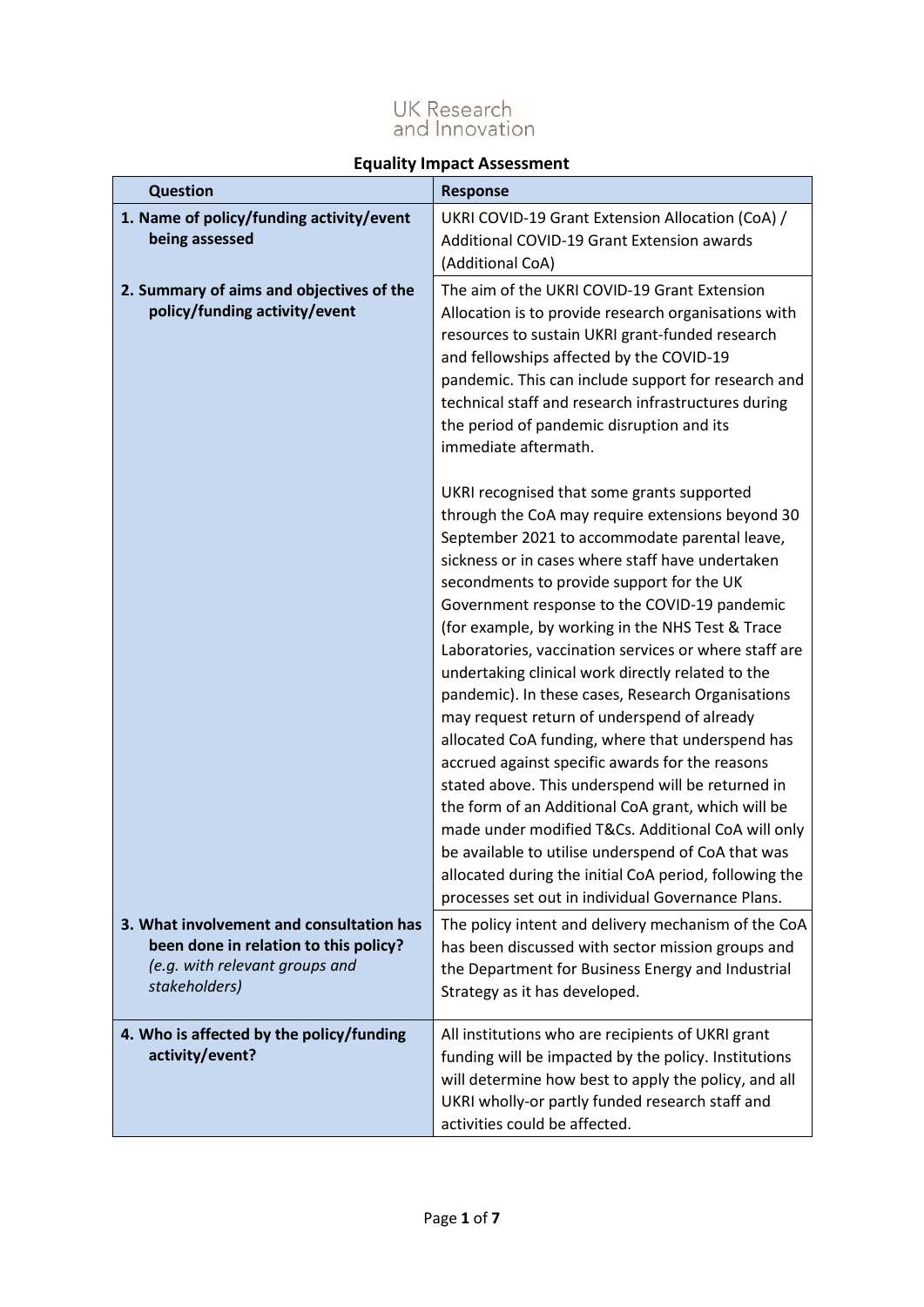UK Research and Innovation

## Equality Impact Assessment

| Question | Response |
|---|---|
| **1. Name of policy/funding activity/event being assessed** | UKRI COVID-19 Grant Extension Allocation (CoA) / Additional COVID-19 Grant Extension awards (Additional CoA) |
| **2. Summary of aims and objectives of the policy/funding activity/event** | The aim of the UKRI COVID-19 Grant Extension Allocation is to provide research organisations with resources to sustain UKRI grant-funded research and fellowships affected by the COVID-19 pandemic. This can include support for research and technical staff and research infrastructures during the period of pandemic disruption and its immediate aftermath.<br><br>UKRI recognised that some grants supported through the CoA may require extensions beyond 30 September 2021 to accommodate parental leave, sickness or in cases where staff have undertaken secondments to provide support for the UK Government response to the COVID-19 pandemic (for example, by working in the NHS Test & Trace Laboratories, vaccination services or where staff are undertaking clinical work directly related to the pandemic). In these cases, Research Organisations may request return of underspend of already allocated CoA funding, where that underspend has accrued against specific awards for the reasons stated above. This underspend will be returned in the form of an Additional CoA grant, which will be made under modified T&Cs. Additional CoA will only be available to utilise underspend of CoA that was allocated during the initial CoA period, following the processes set out in individual Governance Plans. |
| **3. What involvement and consultation has been done in relation to this policy?** *(e.g. with relevant groups and stakeholders)* | The policy intent and delivery mechanism of the CoA has been discussed with sector mission groups and the Department for Business Energy and Industrial Strategy as it has developed. |
| **4. Who is affected by the policy/funding activity/event?** | All institutions who are recipients of UKRI grant funding will be impacted by the policy. Institutions will determine how best to apply the policy, and all UKRI wholly-or partly funded research staff and activities could be affected. |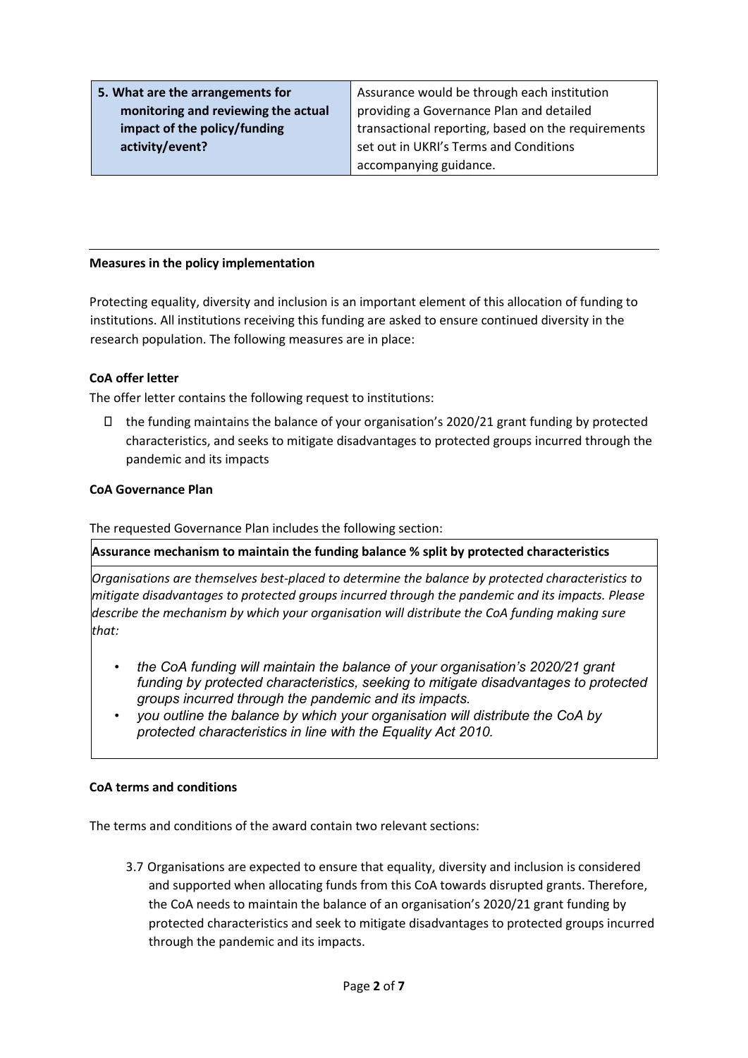| 5. What are the arrangements for monitoring and reviewing the actual impact of the policy/funding activity/event? | Assurance would be through each institution providing a Governance Plan and detailed transactional reporting, based on the requirements set out in UKRI's Terms and Conditions accompanying guidance. |
|---|---|

---

**Measures in the policy implementation**

Protecting equality, diversity and inclusion is an important element of this allocation of funding to institutions. All institutions receiving this funding are asked to ensure continued diversity in the research population. The following measures are in place:

**CoA offer letter**

The offer letter contains the following request to institutions:

- the funding maintains the balance of your organisation's 2020/21 grant funding by protected characteristics, and seeks to mitigate disadvantages to protected groups incurred through the pandemic and its impacts

**CoA Governance Plan**

The requested Governance Plan includes the following section:

| **Assurance mechanism to maintain the funding balance % split by protected characteristics** |
|---|
| *Organisations are themselves best-placed to determine the balance by protected characteristics to mitigate disadvantages to protected groups incurred through the pandemic and its impacts. Please describe the mechanism by which your organisation will distribute the CoA funding making sure that:* <br>• *the CoA funding will maintain the balance of your organisation's 2020/21 grant funding by protected characteristics, seeking to mitigate disadvantages to protected groups incurred through the pandemic and its impacts.* <br>• *you outline the balance by which your organisation will distribute the CoA by protected characteristics in line with the Equality Act 2010.* |

**CoA terms and conditions**

The terms and conditions of the award contain two relevant sections:

3.7 Organisations are expected to ensure that equality, diversity and inclusion is considered and supported when allocating funds from this CoA towards disrupted grants. Therefore, the CoA needs to maintain the balance of an organisation's 2020/21 grant funding by protected characteristics and seek to mitigate disadvantages to protected groups incurred through the pandemic and its impacts.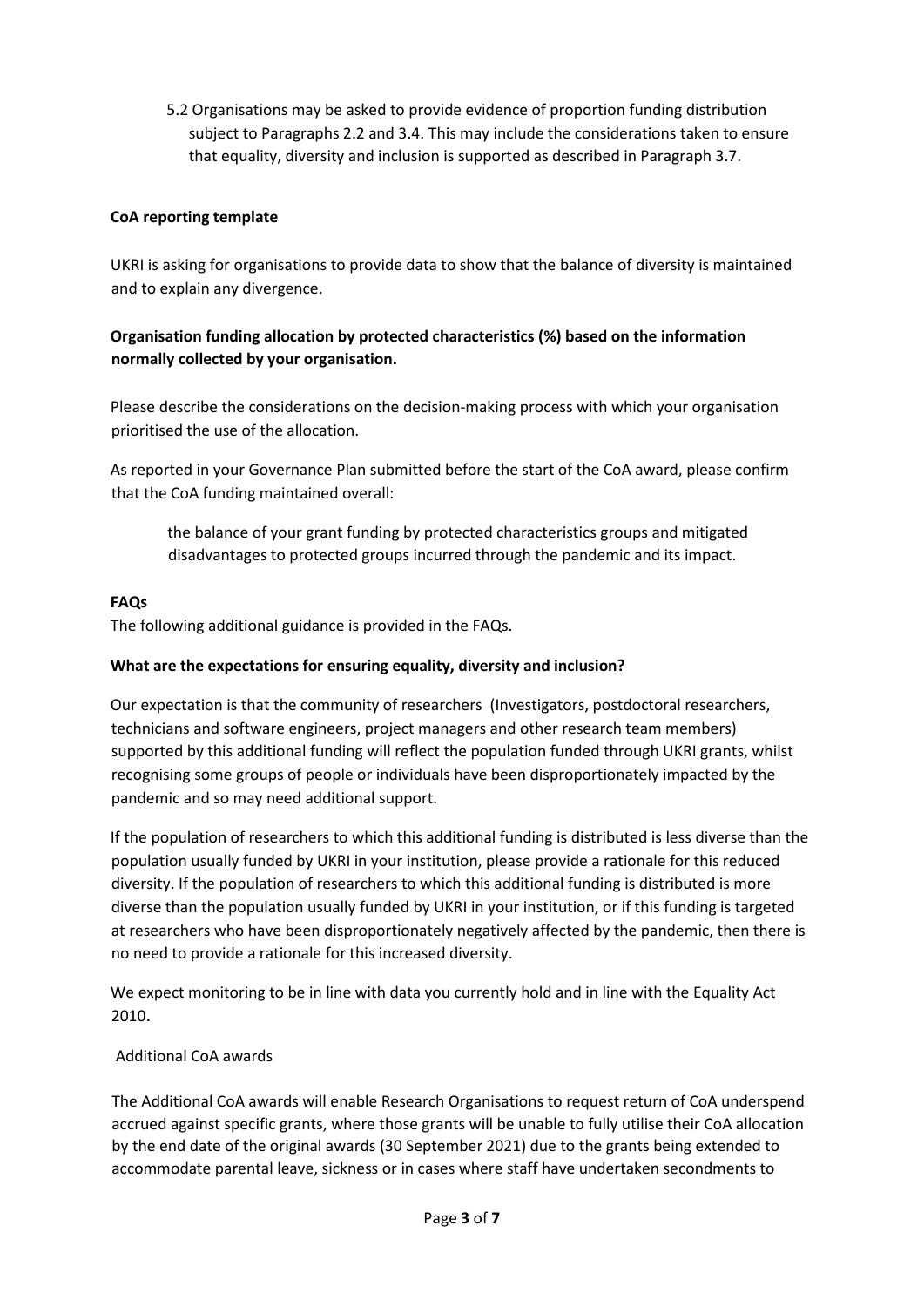5.2 Organisations may be asked to provide evidence of proportion funding distribution subject to Paragraphs 2.2 and 3.4. This may include the considerations taken to ensure that equality, diversity and inclusion is supported as described in Paragraph 3.7.

**CoA reporting template**

UKRI is asking for organisations to provide data to show that the balance of diversity is maintained and to explain any divergence.

**Organisation funding allocation by protected characteristics (%) based on the information normally collected by your organisation.**

Please describe the considerations on the decision-making process with which your organisation prioritised the use of the allocation.

As reported in your Governance Plan submitted before the start of the CoA award, please confirm that the CoA funding maintained overall:

> the balance of your grant funding by protected characteristics groups and mitigated disadvantages to protected groups incurred through the pandemic and its impact.

**FAQs**

The following additional guidance is provided in the FAQs.

**What are the expectations for ensuring equality, diversity and inclusion?**

Our expectation is that the community of researchers (Investigators, postdoctoral researchers, technicians and software engineers, project managers and other research team members) supported by this additional funding will reflect the population funded through UKRI grants, whilst recognising some groups of people or individuals have been disproportionately impacted by the pandemic and so may need additional support.

If the population of researchers to which this additional funding is distributed is less diverse than the population usually funded by UKRI in your institution, please provide a rationale for this reduced diversity. If the population of researchers to which this additional funding is distributed is more diverse than the population usually funded by UKRI in your institution, or if this funding is targeted at researchers who have been disproportionately negatively affected by the pandemic, then there is no need to provide a rationale for this increased diversity.

We expect monitoring to be in line with data you currently hold and in line with the Equality Act 2010.

Additional CoA awards

The Additional CoA awards will enable Research Organisations to request return of CoA underspend accrued against specific grants, where those grants will be unable to fully utilise their CoA allocation by the end date of the original awards (30 September 2021) due to the grants being extended to accommodate parental leave, sickness or in cases where staff have undertaken secondments to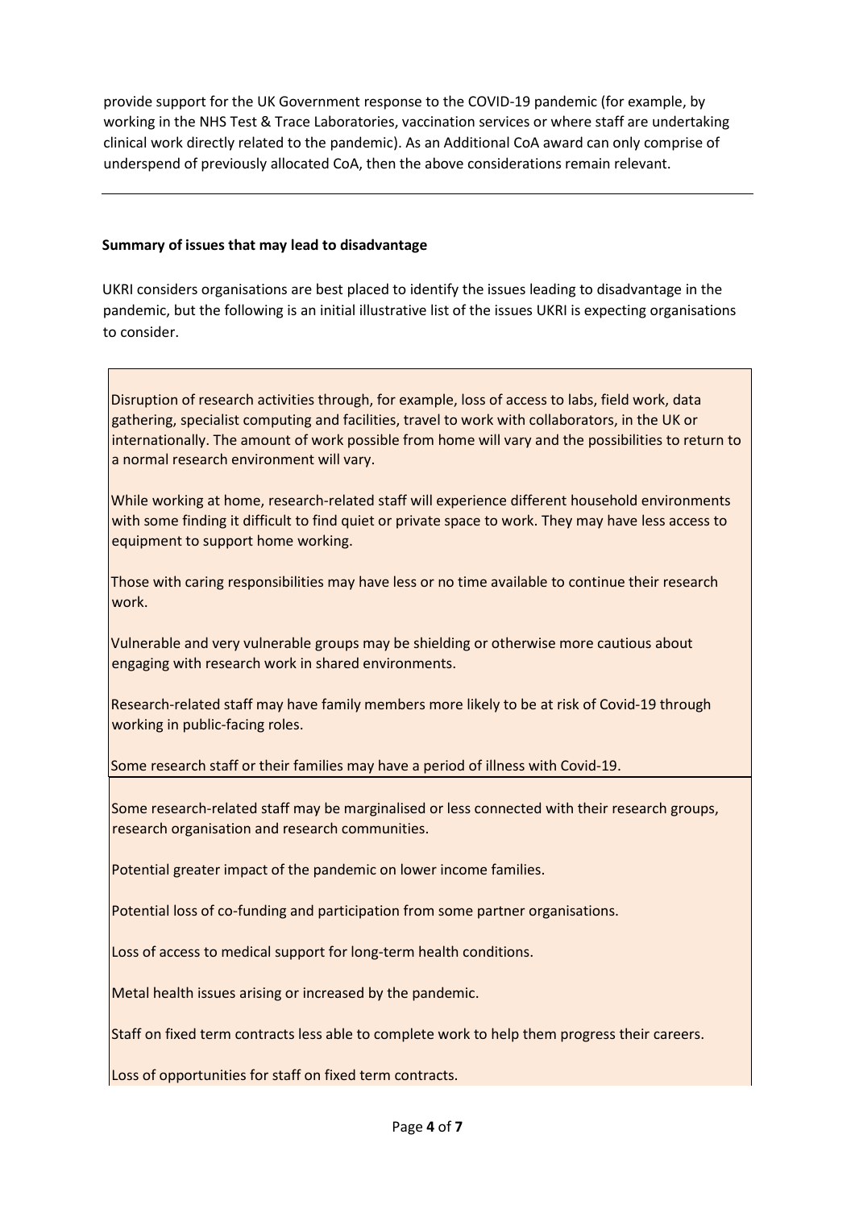provide support for the UK Government response to the COVID-19 pandemic (for example, by working in the NHS Test & Trace Laboratories, vaccination services or where staff are undertaking clinical work directly related to the pandemic). As an Additional CoA award can only comprise of underspend of previously allocated CoA, then the above considerations remain relevant.

---

**Summary of issues that may lead to disadvantage**

UKRI considers organisations are best placed to identify the issues leading to disadvantage in the pandemic, but the following is an initial illustrative list of the issues UKRI is expecting organisations to consider.

Disruption of research activities through, for example, loss of access to labs, field work, data gathering, specialist computing and facilities, travel to work with collaborators, in the UK or internationally. The amount of work possible from home will vary and the possibilities to return to a normal research environment will vary.

While working at home, research-related staff will experience different household environments with some finding it difficult to find quiet or private space to work. They may have less access to equipment to support home working.

Those with caring responsibilities may have less or no time available to continue their research work.

Vulnerable and very vulnerable groups may be shielding or otherwise more cautious about engaging with research work in shared environments.

Research-related staff may have family members more likely to be at risk of Covid-19 through working in public-facing roles.

Some research staff or their families may have a period of illness with Covid-19.

Some research-related staff may be marginalised or less connected with their research groups, research organisation and research communities.

Potential greater impact of the pandemic on lower income families.

Potential loss of co-funding and participation from some partner organisations.

Loss of access to medical support for long-term health conditions.

Metal health issues arising or increased by the pandemic.

Staff on fixed term contracts less able to complete work to help them progress their careers.

Loss of opportunities for staff on fixed term contracts.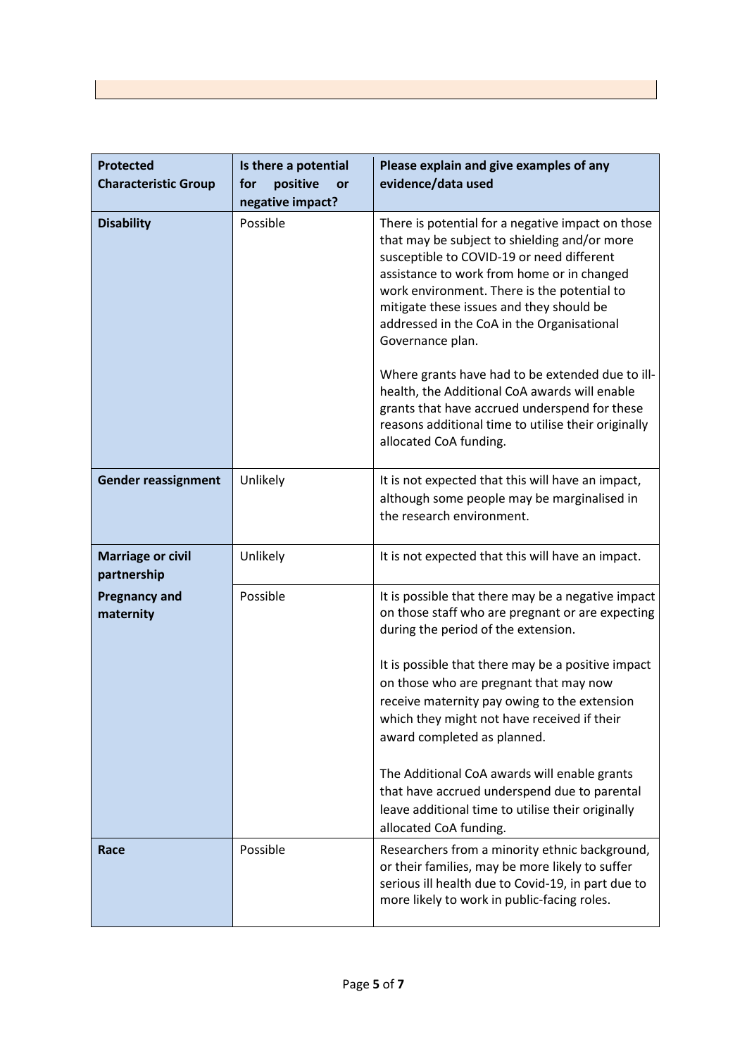| Protected Characteristic Group | Is there a potential for positive or negative impact? | Please explain and give examples of any evidence/data used |
|---|---|---|
| **Disability** | Possible | There is potential for a negative impact on those that may be subject to shielding and/or more susceptible to COVID-19 or need different assistance to work from home or in changed work environment. There is the potential to mitigate these issues and they should be addressed in the CoA in the Organisational Governance plan.<br><br>Where grants have had to be extended due to ill-health, the Additional CoA awards will enable grants that have accrued underspend for these reasons additional time to utilise their originally allocated CoA funding. |
| **Gender reassignment** | Unlikely | It is not expected that this will have an impact, although some people may be marginalised in the research environment. |
| **Marriage or civil partnership** | Unlikely | It is not expected that this will have an impact. |
| **Pregnancy and maternity** | Possible | It is possible that there may be a negative impact on those staff who are pregnant or are expecting during the period of the extension.<br><br>It is possible that there may be a positive impact on those who are pregnant that may now receive maternity pay owing to the extension which they might not have received if their award completed as planned.<br><br>The Additional CoA awards will enable grants that have accrued underspend due to parental leave additional time to utilise their originally allocated CoA funding. |
| **Race** | Possible | Researchers from a minority ethnic background, or their families, may be more likely to suffer serious ill health due to Covid-19, in part due to more likely to work in public-facing roles. |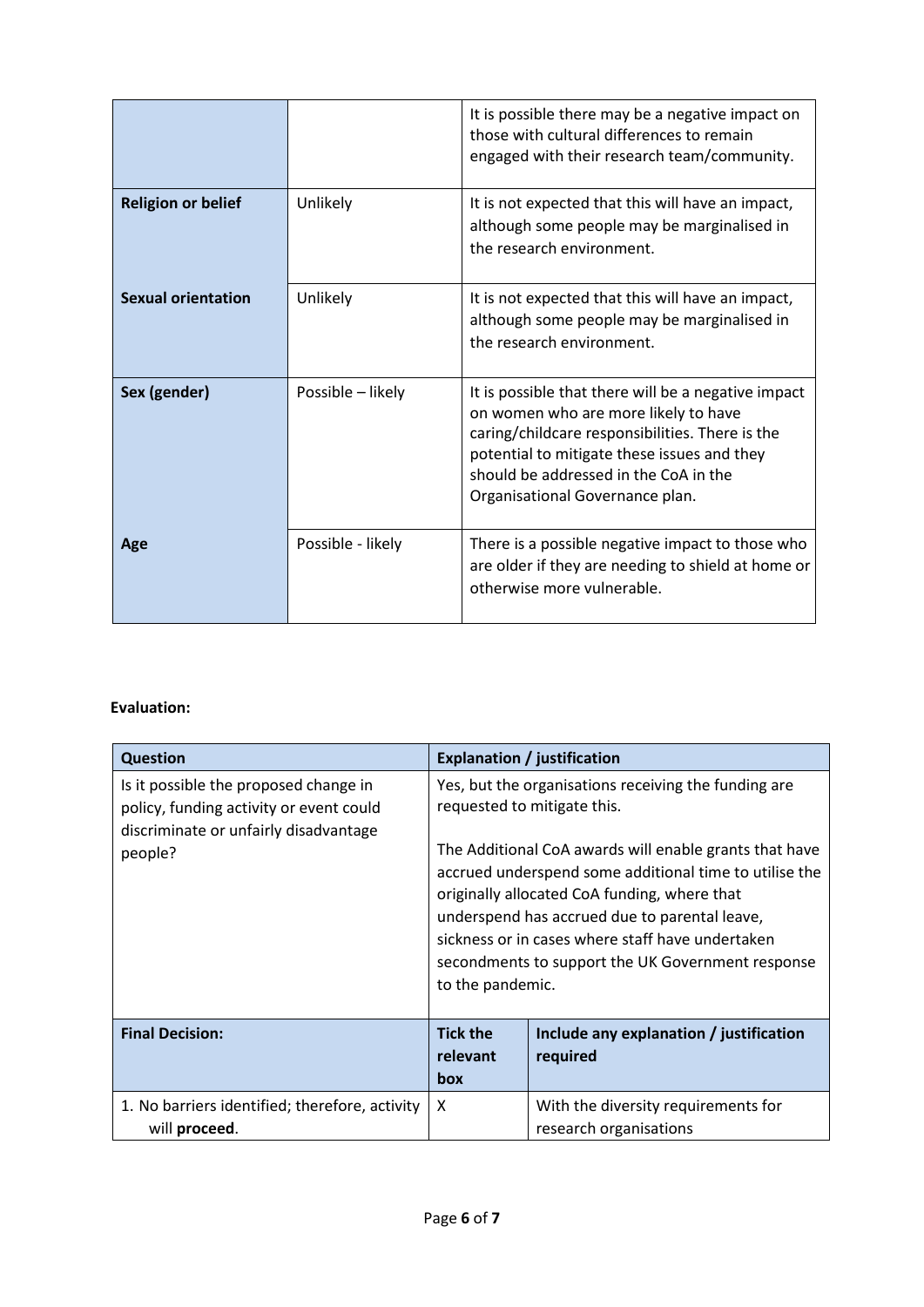| | | |
|---|---|---|
| | | It is possible there may be a negative impact on those with cultural differences to remain engaged with their research team/community. |
| **Religion or belief** | Unlikely | It is not expected that this will have an impact, although some people may be marginalised in the research environment. |
| **Sexual orientation** | Unlikely | It is not expected that this will have an impact, although some people may be marginalised in the research environment. |
| **Sex (gender)** | Possible – likely | It is possible that there will be a negative impact on women who are more likely to have caring/childcare responsibilities. There is the potential to mitigate these issues and they should be addressed in the CoA in the Organisational Governance plan. |
| **Age** | Possible - likely | There is a possible negative impact to those who are older if they are needing to shield at home or otherwise more vulnerable. |

**Evaluation:**

| **Question** | **Explanation / justification** | |
|---|---|---|
| Is it possible the proposed change in policy, funding activity or event could discriminate or unfairly disadvantage people? | Yes, but the organisations receiving the funding are requested to mitigate this.<br><br>The Additional CoA awards will enable grants that have accrued underspend some additional time to utilise the originally allocated CoA funding, where that underspend has accrued due to parental leave, sickness or in cases where staff have undertaken secondments to support the UK Government response to the pandemic. | |
| **Final Decision:** | **Tick the relevant box** | **Include any explanation / justification required** |
| 1. No barriers identified; therefore, activity will **proceed**. | X | With the diversity requirements for research organisations |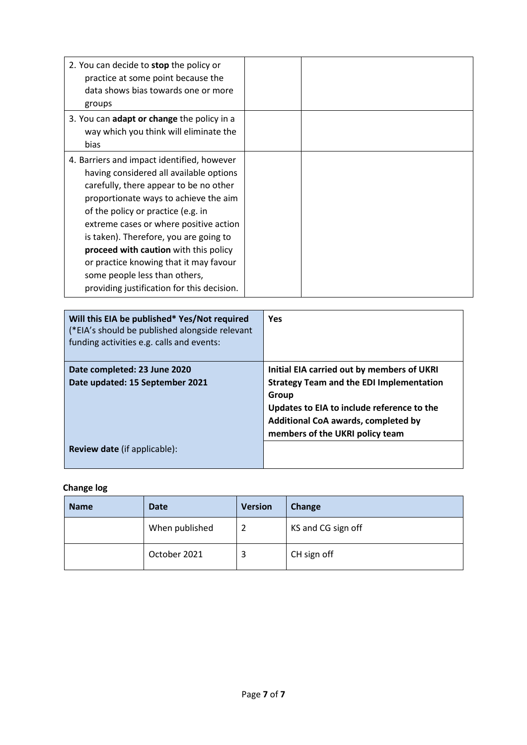| | | |
|---|---|---|
| 2. You can decide to **stop** the policy or practice at some point because the data shows bias towards one or more groups | | |
| 3. You can **adapt or change** the policy in a way which you think will eliminate the bias | | |
| 4. Barriers and impact identified, however having considered all available options carefully, there appear to be no other proportionate ways to achieve the aim of the policy or practice (e.g. in extreme cases or where positive action is taken). Therefore, you are going to **proceed with caution** with this policy or practice knowing that it may favour some people less than others, providing justification for this decision. | | |

| | |
|---|---|
| **Will this EIA be published* Yes/Not required** (*EIA's should be published alongside relevant funding activities e.g. calls and events: | **Yes** |
| **Date completed: 23 June 2020**<br>**Date updated: 15 September 2021** | **Initial EIA carried out by members of UKRI Strategy Team and the EDI Implementation Group**<br>**Updates to EIA to include reference to the Additional CoA awards, completed by members of the UKRI policy team** |
| **Review date** (if applicable): | |

**Change log**

| Name | Date | Version | Change |
|---|---|---|---|
| | When published | 2 | KS and CG sign off |
| | October 2021 | 3 | CH sign off |